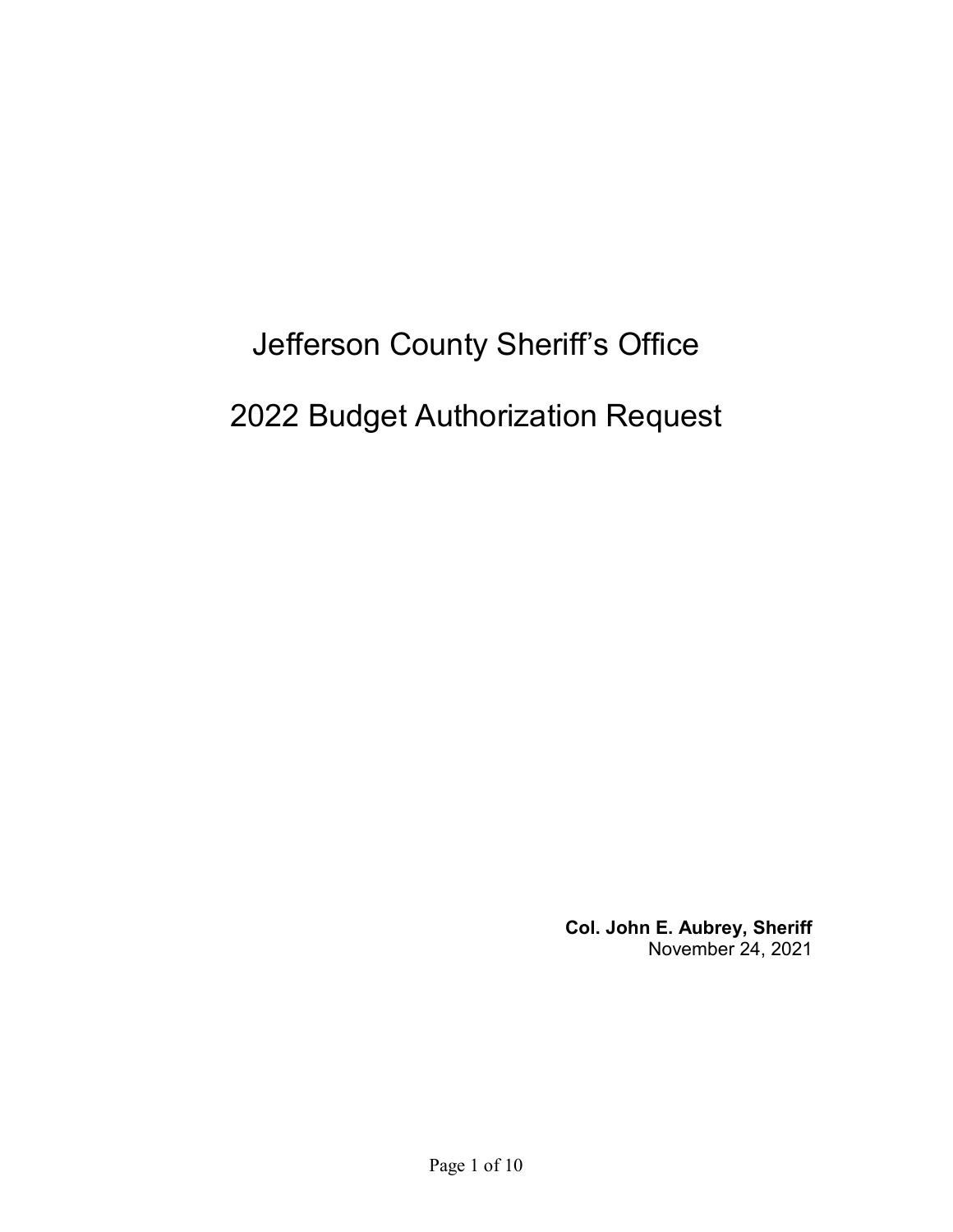# Jefferson County Sheriff's Office

# 2022 Budget Authorization Request

**Col. John E. Aubrey, Sheriff**
November 24, 2021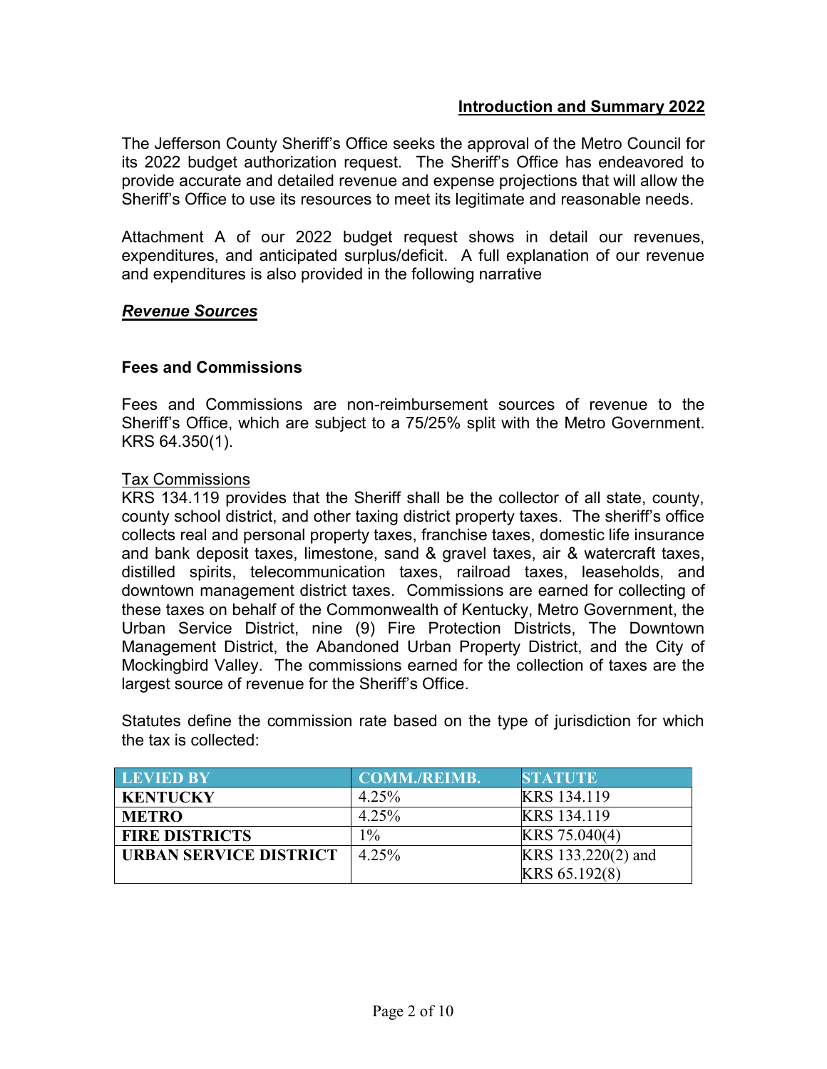## Introduction and Summary 2022

The Jefferson County Sheriff's Office seeks the approval of the Metro Council for its 2022 budget authorization request. The Sheriff's Office has endeavored to provide accurate and detailed revenue and expense projections that will allow the Sheriff's Office to use its resources to meet its legitimate and reasonable needs.

Attachment A of our 2022 budget request shows in detail our revenues, expenditures, and anticipated surplus/deficit. A full explanation of our revenue and expenditures is also provided in the following narrative

### ***Revenue Sources***

### **Fees and Commissions**

Fees and Commissions are non-reimbursement sources of revenue to the Sheriff's Office, which are subject to a 75/25% split with the Metro Government. KRS 64.350(1).

Tax Commissions

KRS 134.119 provides that the Sheriff shall be the collector of all state, county, county school district, and other taxing district property taxes. The sheriff's office collects real and personal property taxes, franchise taxes, domestic life insurance and bank deposit taxes, limestone, sand & gravel taxes, air & watercraft taxes, distilled spirits, telecommunication taxes, railroad taxes, leaseholds, and downtown management district taxes. Commissions are earned for collecting of these taxes on behalf of the Commonwealth of Kentucky, Metro Government, the Urban Service District, nine (9) Fire Protection Districts, The Downtown Management District, the Abandoned Urban Property District, and the City of Mockingbird Valley. The commissions earned for the collection of taxes are the largest source of revenue for the Sheriff's Office.

Statutes define the commission rate based on the type of jurisdiction for which the tax is collected:

| LEVIED BY | COMM./REIMB. | STATUTE |
|---|---|---|
| **KENTUCKY** | 4.25% | KRS 134.119 |
| **METRO** | 4.25% | KRS 134.119 |
| **FIRE DISTRICTS** | 1% | KRS 75.040(4) |
| **URBAN SERVICE DISTRICT** | 4.25% | KRS 133.220(2) and KRS 65.192(8) |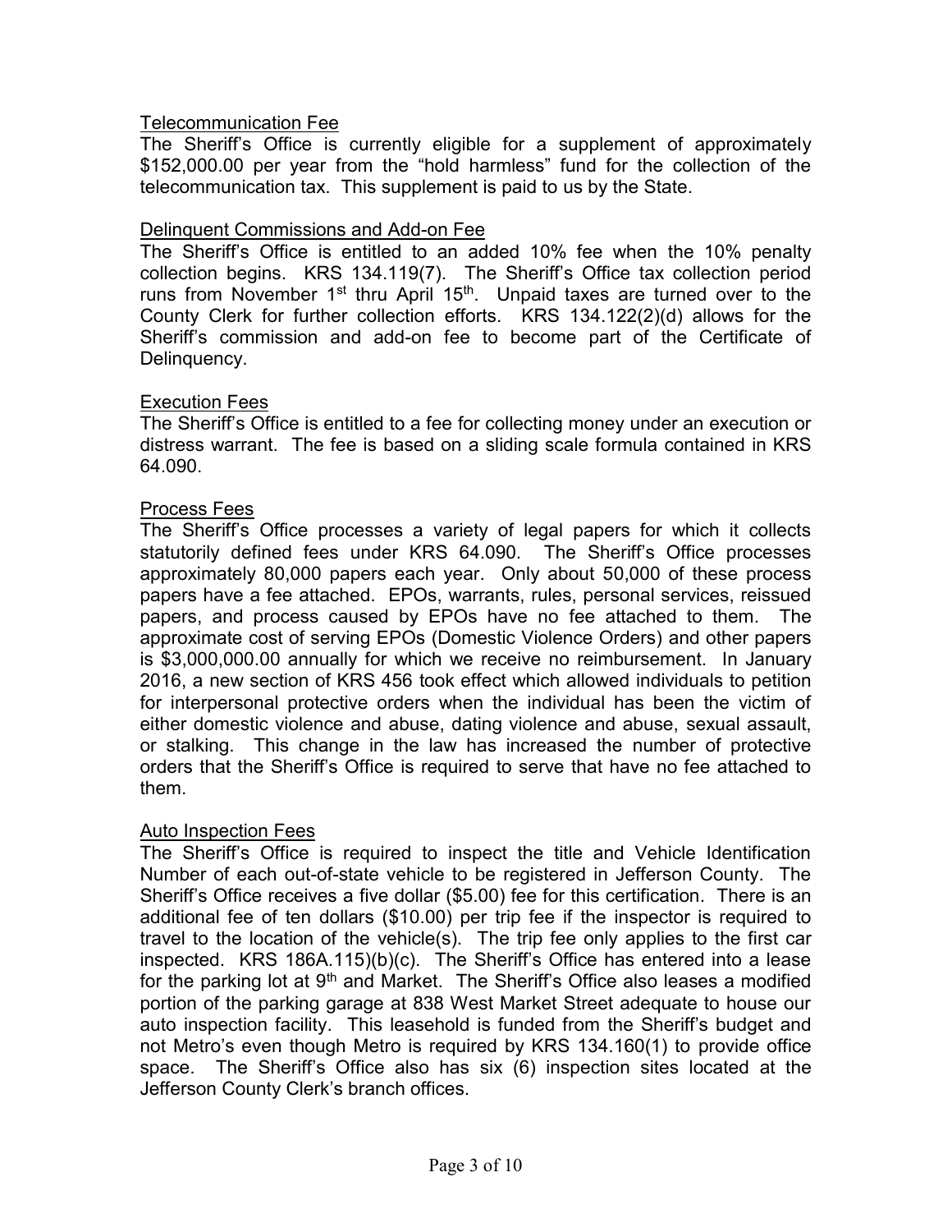Telecommunication Fee

The Sheriff's Office is currently eligible for a supplement of approximately $152,000.00 per year from the "hold harmless" fund for the collection of the telecommunication tax. This supplement is paid to us by the State.

Delinquent Commissions and Add-on Fee

The Sheriff's Office is entitled to an added 10% fee when the 10% penalty collection begins. KRS 134.119(7). The Sheriff's Office tax collection period runs from November 1st thru April 15th. Unpaid taxes are turned over to the County Clerk for further collection efforts. KRS 134.122(2)(d) allows for the Sheriff's commission and add-on fee to become part of the Certificate of Delinquency.

Execution Fees

The Sheriff's Office is entitled to a fee for collecting money under an execution or distress warrant. The fee is based on a sliding scale formula contained in KRS 64.090.

Process Fees

The Sheriff's Office processes a variety of legal papers for which it collects statutorily defined fees under KRS 64.090. The Sheriff's Office processes approximately 80,000 papers each year. Only about 50,000 of these process papers have a fee attached. EPOs, warrants, rules, personal services, reissued papers, and process caused by EPOs have no fee attached to them. The approximate cost of serving EPOs (Domestic Violence Orders) and other papers is $3,000,000.00 annually for which we receive no reimbursement. In January 2016, a new section of KRS 456 took effect which allowed individuals to petition for interpersonal protective orders when the individual has been the victim of either domestic violence and abuse, dating violence and abuse, sexual assault, or stalking. This change in the law has increased the number of protective orders that the Sheriff's Office is required to serve that have no fee attached to them.

Auto Inspection Fees

The Sheriff's Office is required to inspect the title and Vehicle Identification Number of each out-of-state vehicle to be registered in Jefferson County. The Sheriff's Office receives a five dollar ($5.00) fee for this certification. There is an additional fee of ten dollars ($10.00) per trip fee if the inspector is required to travel to the location of the vehicle(s). The trip fee only applies to the first car inspected. KRS 186A.115)(b)(c). The Sheriff's Office has entered into a lease for the parking lot at 9th and Market. The Sheriff's Office also leases a modified portion of the parking garage at 838 West Market Street adequate to house our auto inspection facility. This leasehold is funded from the Sheriff's budget and not Metro's even though Metro is required by KRS 134.160(1) to provide office space. The Sheriff's Office also has six (6) inspection sites located at the Jefferson County Clerk's branch offices.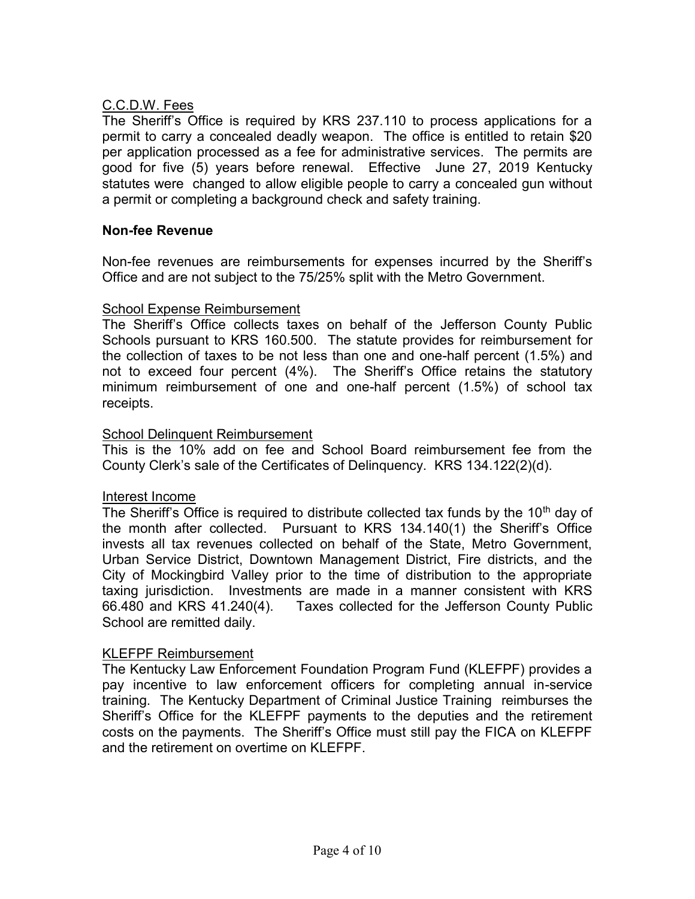C.C.D.W. Fees

The Sheriff's Office is required by KRS 237.110 to process applications for a permit to carry a concealed deadly weapon. The office is entitled to retain $20 per application processed as a fee for administrative services. The permits are good for five (5) years before renewal. Effective June 27, 2019 Kentucky statutes were changed to allow eligible people to carry a concealed gun without a permit or completing a background check and safety training.

## Non-fee Revenue

Non-fee revenues are reimbursements for expenses incurred by the Sheriff's Office and are not subject to the 75/25% split with the Metro Government.

School Expense Reimbursement

The Sheriff's Office collects taxes on behalf of the Jefferson County Public Schools pursuant to KRS 160.500. The statute provides for reimbursement for the collection of taxes to be not less than one and one-half percent (1.5%) and not to exceed four percent (4%). The Sheriff's Office retains the statutory minimum reimbursement of one and one-half percent (1.5%) of school tax receipts.

School Delinquent Reimbursement

This is the 10% add on fee and School Board reimbursement fee from the County Clerk's sale of the Certificates of Delinquency. KRS 134.122(2)(d).

Interest Income

The Sheriff's Office is required to distribute collected tax funds by the 10th day of the month after collected. Pursuant to KRS 134.140(1) the Sheriff's Office invests all tax revenues collected on behalf of the State, Metro Government, Urban Service District, Downtown Management District, Fire districts, and the City of Mockingbird Valley prior to the time of distribution to the appropriate taxing jurisdiction. Investments are made in a manner consistent with KRS 66.480 and KRS 41.240(4). Taxes collected for the Jefferson County Public School are remitted daily.

KLEFPF Reimbursement

The Kentucky Law Enforcement Foundation Program Fund (KLEFPF) provides a pay incentive to law enforcement officers for completing annual in-service training. The Kentucky Department of Criminal Justice Training reimburses the Sheriff's Office for the KLEFPF payments to the deputies and the retirement costs on the payments. The Sheriff's Office must still pay the FICA on KLEFPF and the retirement on overtime on KLEFPF.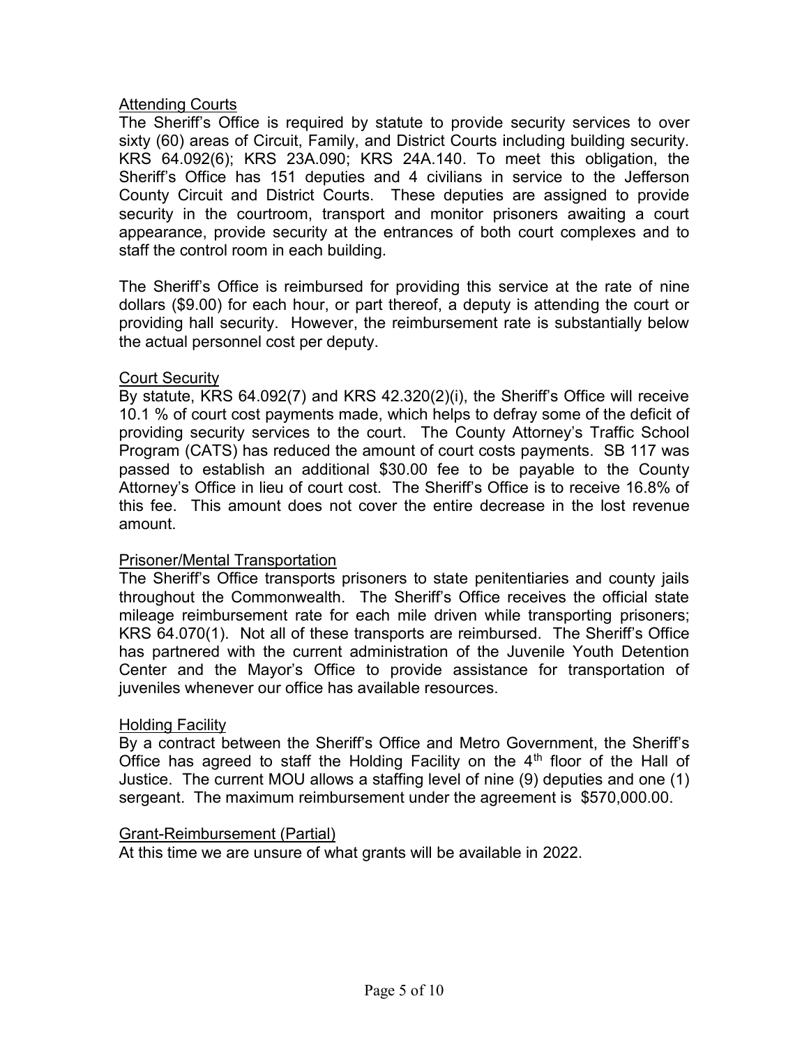## Attending Courts

The Sheriff's Office is required by statute to provide security services to over sixty (60) areas of Circuit, Family, and District Courts including building security. KRS 64.092(6); KRS 23A.090; KRS 24A.140. To meet this obligation, the Sheriff's Office has 151 deputies and 4 civilians in service to the Jefferson County Circuit and District Courts. These deputies are assigned to provide security in the courtroom, transport and monitor prisoners awaiting a court appearance, provide security at the entrances of both court complexes and to staff the control room in each building.

The Sheriff's Office is reimbursed for providing this service at the rate of nine dollars ($9.00) for each hour, or part thereof, a deputy is attending the court or providing hall security. However, the reimbursement rate is substantially below the actual personnel cost per deputy.

## Court Security

By statute, KRS 64.092(7) and KRS 42.320(2)(i), the Sheriff's Office will receive 10.1 % of court cost payments made, which helps to defray some of the deficit of providing security services to the court. The County Attorney's Traffic School Program (CATS) has reduced the amount of court costs payments. SB 117 was passed to establish an additional $30.00 fee to be payable to the County Attorney's Office in lieu of court cost. The Sheriff's Office is to receive 16.8% of this fee. This amount does not cover the entire decrease in the lost revenue amount.

## Prisoner/Mental Transportation

The Sheriff's Office transports prisoners to state penitentiaries and county jails throughout the Commonwealth. The Sheriff's Office receives the official state mileage reimbursement rate for each mile driven while transporting prisoners; KRS 64.070(1). Not all of these transports are reimbursed. The Sheriff's Office has partnered with the current administration of the Juvenile Youth Detention Center and the Mayor's Office to provide assistance for transportation of juveniles whenever our office has available resources.

## Holding Facility

By a contract between the Sheriff's Office and Metro Government, the Sheriff's Office has agreed to staff the Holding Facility on the 4th floor of the Hall of Justice. The current MOU allows a staffing level of nine (9) deputies and one (1) sergeant. The maximum reimbursement under the agreement is $570,000.00.

## Grant-Reimbursement (Partial)

At this time we are unsure of what grants will be available in 2022.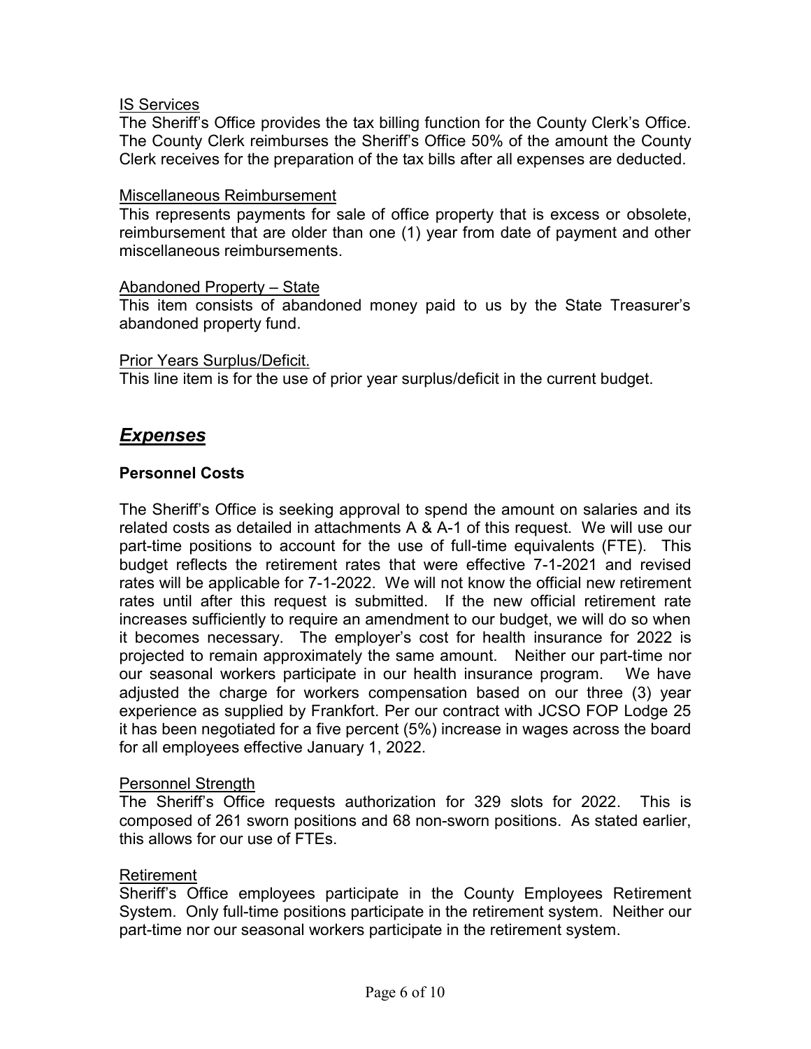IS Services

The Sheriff's Office provides the tax billing function for the County Clerk's Office. The County Clerk reimburses the Sheriff's Office 50% of the amount the County Clerk receives for the preparation of the tax bills after all expenses are deducted.

Miscellaneous Reimbursement

This represents payments for sale of office property that is excess or obsolete, reimbursement that are older than one (1) year from date of payment and other miscellaneous reimbursements.

Abandoned Property – State

This item consists of abandoned money paid to us by the State Treasurer's abandoned property fund.

Prior Years Surplus/Deficit.

This line item is for the use of prior year surplus/deficit in the current budget.

## ***Expenses***

### **Personnel Costs**

The Sheriff's Office is seeking approval to spend the amount on salaries and its related costs as detailed in attachments A & A-1 of this request. We will use our part-time positions to account for the use of full-time equivalents (FTE). This budget reflects the retirement rates that were effective 7-1-2021 and revised rates will be applicable for 7-1-2022. We will not know the official new retirement rates until after this request is submitted. If the new official retirement rate increases sufficiently to require an amendment to our budget, we will do so when it becomes necessary. The employer's cost for health insurance for 2022 is projected to remain approximately the same amount. Neither our part-time nor our seasonal workers participate in our health insurance program. We have adjusted the charge for workers compensation based on our three (3) year experience as supplied by Frankfort. Per our contract with JCSO FOP Lodge 25 it has been negotiated for a five percent (5%) increase in wages across the board for all employees effective January 1, 2022.

Personnel Strength

The Sheriff's Office requests authorization for 329 slots for 2022. This is composed of 261 sworn positions and 68 non-sworn positions. As stated earlier, this allows for our use of FTEs.

Retirement

Sheriff's Office employees participate in the County Employees Retirement System. Only full-time positions participate in the retirement system. Neither our part-time nor our seasonal workers participate in the retirement system.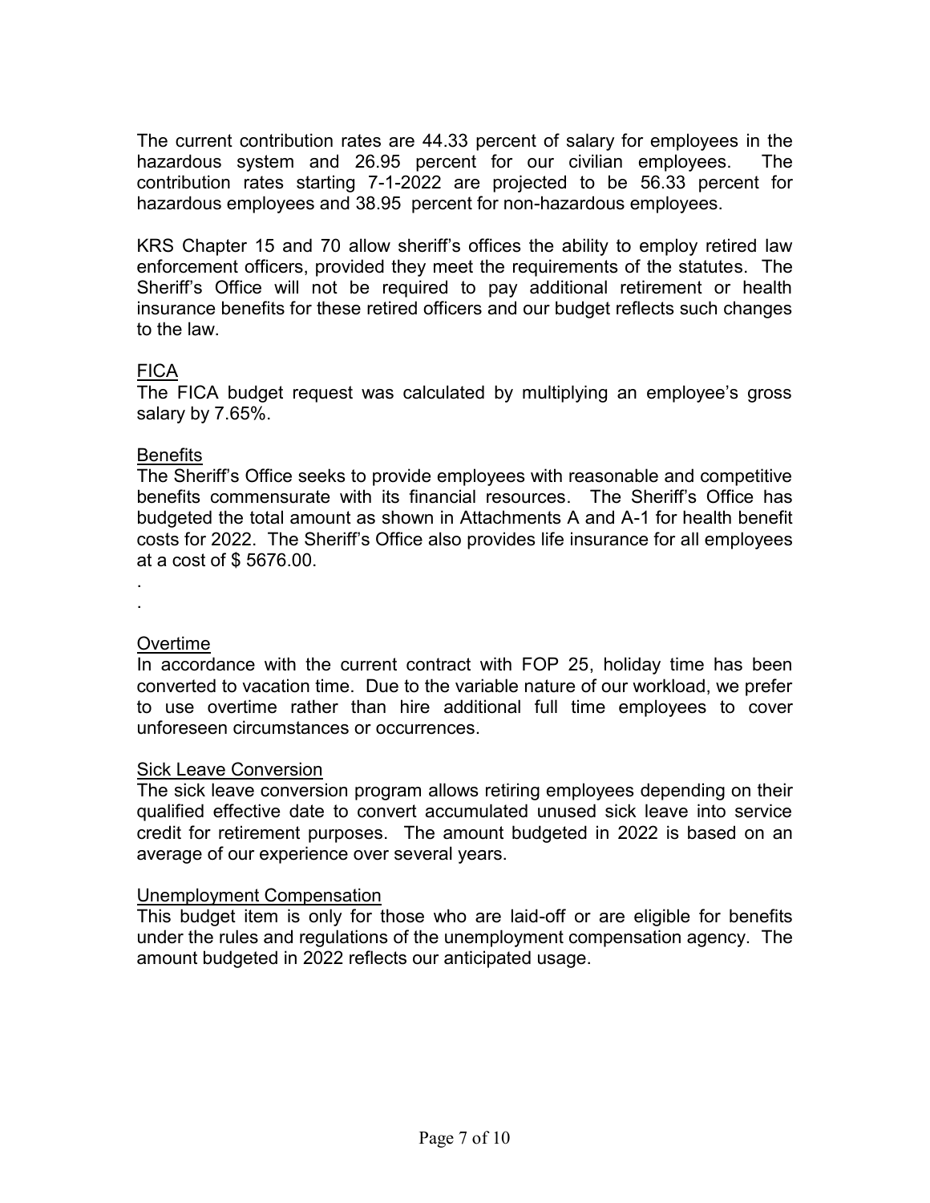The current contribution rates are 44.33 percent of salary for employees in the hazardous system and 26.95 percent for our civilian employees. The contribution rates starting 7-1-2022 are projected to be 56.33 percent for hazardous employees and 38.95 percent for non-hazardous employees.

KRS Chapter 15 and 70 allow sheriff's offices the ability to employ retired law enforcement officers, provided they meet the requirements of the statutes. The Sheriff's Office will not be required to pay additional retirement or health insurance benefits for these retired officers and our budget reflects such changes to the law.

<u>FICA</u>

The FICA budget request was calculated by multiplying an employee's gross salary by 7.65%.

<u>Benefits</u>

The Sheriff's Office seeks to provide employees with reasonable and competitive benefits commensurate with its financial resources. The Sheriff's Office has budgeted the total amount as shown in Attachments A and A-1 for health benefit costs for 2022. The Sheriff's Office also provides life insurance for all employees at a cost of $ 5676.00.

.

.

<u>Overtime</u>

In accordance with the current contract with FOP 25, holiday time has been converted to vacation time. Due to the variable nature of our workload, we prefer to use overtime rather than hire additional full time employees to cover unforeseen circumstances or occurrences.

<u>Sick Leave Conversion</u>

The sick leave conversion program allows retiring employees depending on their qualified effective date to convert accumulated unused sick leave into service credit for retirement purposes. The amount budgeted in 2022 is based on an average of our experience over several years.

<u>Unemployment Compensation</u>

This budget item is only for those who are laid-off or are eligible for benefits under the rules and regulations of the unemployment compensation agency. The amount budgeted in 2022 reflects our anticipated usage.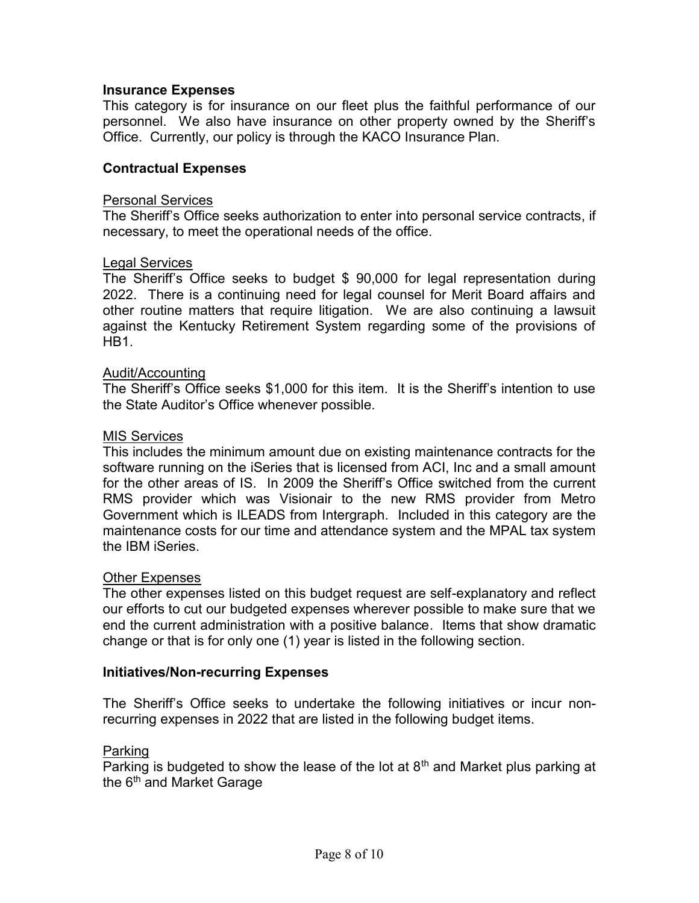**Insurance Expenses**

This category is for insurance on our fleet plus the faithful performance of our personnel. We also have insurance on other property owned by the Sheriff's Office. Currently, our policy is through the KACO Insurance Plan.

**Contractual Expenses**

Personal Services

The Sheriff's Office seeks authorization to enter into personal service contracts, if necessary, to meet the operational needs of the office.

Legal Services

The Sheriff's Office seeks to budget $ 90,000 for legal representation during 2022. There is a continuing need for legal counsel for Merit Board affairs and other routine matters that require litigation. We are also continuing a lawsuit against the Kentucky Retirement System regarding some of the provisions of HB1.

Audit/Accounting

The Sheriff's Office seeks $1,000 for this item. It is the Sheriff's intention to use the State Auditor's Office whenever possible.

MIS Services

This includes the minimum amount due on existing maintenance contracts for the software running on the iSeries that is licensed from ACI, Inc and a small amount for the other areas of IS. In 2009 the Sheriff's Office switched from the current RMS provider which was Visionair to the new RMS provider from Metro Government which is ILEADS from Intergraph. Included in this category are the maintenance costs for our time and attendance system and the MPAL tax system the IBM iSeries.

Other Expenses

The other expenses listed on this budget request are self-explanatory and reflect our efforts to cut our budgeted expenses wherever possible to make sure that we end the current administration with a positive balance. Items that show dramatic change or that is for only one (1) year is listed in the following section.

**Initiatives/Non-recurring Expenses**

The Sheriff's Office seeks to undertake the following initiatives or incur non-recurring expenses in 2022 that are listed in the following budget items.

Parking

Parking is budgeted to show the lease of the lot at 8th and Market plus parking at the 6th and Market Garage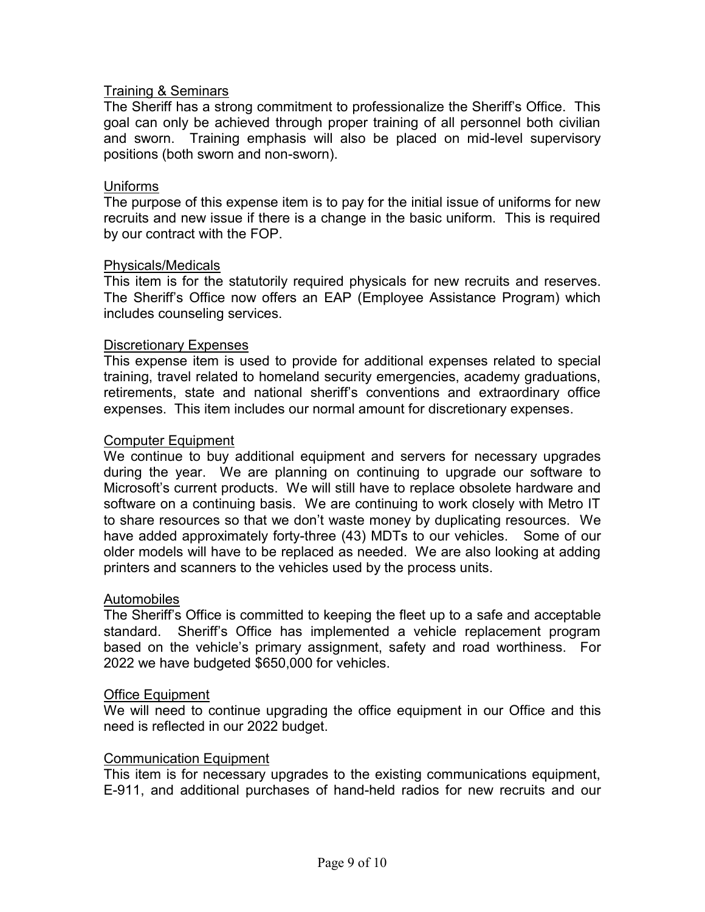Training & Seminars

The Sheriff has a strong commitment to professionalize the Sheriff's Office. This goal can only be achieved through proper training of all personnel both civilian and sworn. Training emphasis will also be placed on mid-level supervisory positions (both sworn and non-sworn).

Uniforms

The purpose of this expense item is to pay for the initial issue of uniforms for new recruits and new issue if there is a change in the basic uniform. This is required by our contract with the FOP.

Physicals/Medicals

This item is for the statutorily required physicals for new recruits and reserves. The Sheriff's Office now offers an EAP (Employee Assistance Program) which includes counseling services.

Discretionary Expenses

This expense item is used to provide for additional expenses related to special training, travel related to homeland security emergencies, academy graduations, retirements, state and national sheriff's conventions and extraordinary office expenses. This item includes our normal amount for discretionary expenses.

Computer Equipment

We continue to buy additional equipment and servers for necessary upgrades during the year. We are planning on continuing to upgrade our software to Microsoft's current products. We will still have to replace obsolete hardware and software on a continuing basis. We are continuing to work closely with Metro IT to share resources so that we don't waste money by duplicating resources. We have added approximately forty-three (43) MDTs to our vehicles. Some of our older models will have to be replaced as needed. We are also looking at adding printers and scanners to the vehicles used by the process units.

Automobiles

The Sheriff's Office is committed to keeping the fleet up to a safe and acceptable standard. Sheriff's Office has implemented a vehicle replacement program based on the vehicle's primary assignment, safety and road worthiness. For 2022 we have budgeted $650,000 for vehicles.

Office Equipment

We will need to continue upgrading the office equipment in our Office and this need is reflected in our 2022 budget.

Communication Equipment

This item is for necessary upgrades to the existing communications equipment, E-911, and additional purchases of hand-held radios for new recruits and our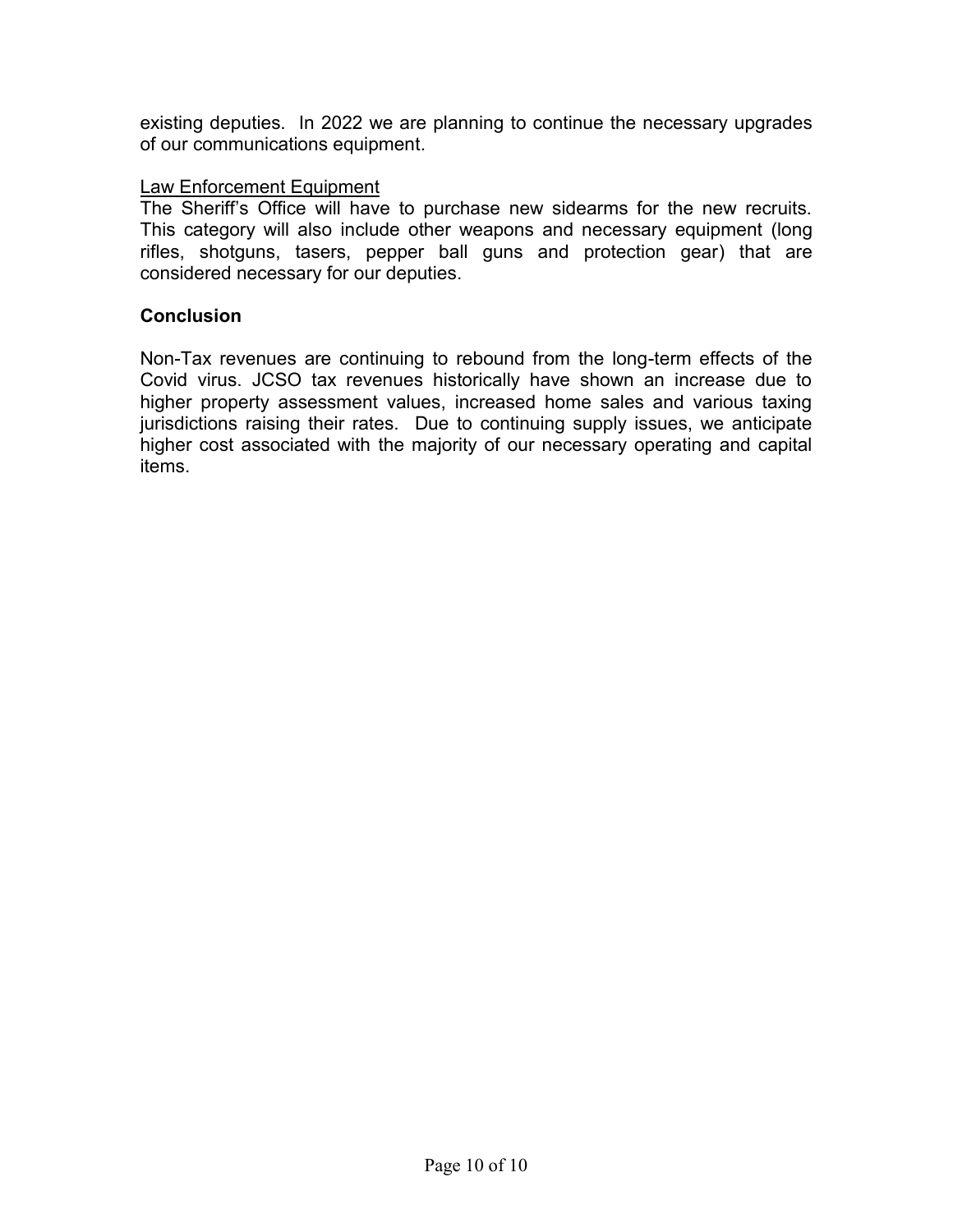existing deputies. In 2022 we are planning to continue the necessary upgrades of our communications equipment.

Law Enforcement Equipment

The Sheriff's Office will have to purchase new sidearms for the new recruits. This category will also include other weapons and necessary equipment (long rifles, shotguns, tasers, pepper ball guns and protection gear) that are considered necessary for our deputies.

### Conclusion

Non-Tax revenues are continuing to rebound from the long-term effects of the Covid virus. JCSO tax revenues historically have shown an increase due to higher property assessment values, increased home sales and various taxing jurisdictions raising their rates. Due to continuing supply issues, we anticipate higher cost associated with the majority of our necessary operating and capital items.